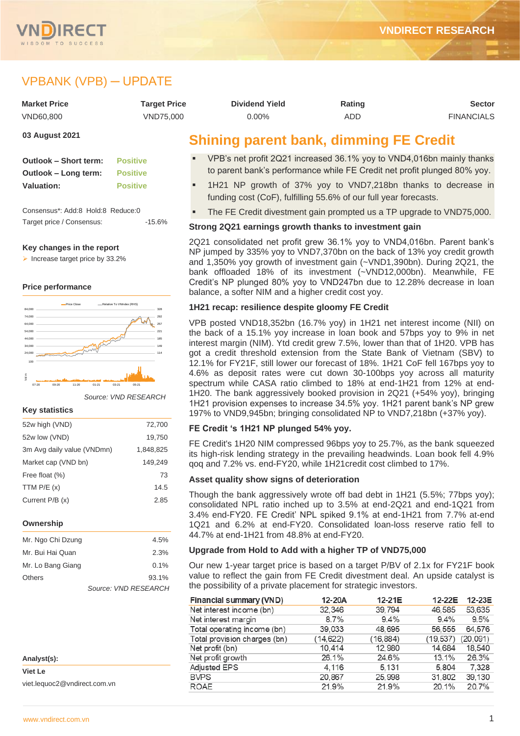# VPBANK (VPB) — UPDATE

| Market Price | Target Price | Dividend Yield | Rating | Sector |
|---|---|---|---|---|
| VND60,800 | VND75,000 | 0.00% | ADD | FINANCIALS |

**03 August 2021**

| | |
|---|---|
| **Outlook – Short term:** | Positive |
| **Outlook – Long term:** | Positive |
| **Valuation:** | Positive |

Consensus*: Add:8 Hold:8 Reduce:0

Target price / Consensus: -15.6%

### Key changes in the report

- Increase target price by 33.2%

### Price performance

*Source: VND RESEARCH*

### Key statistics

| | |
|---|---|
| 52w high (VND) | 72,700 |
| 52w low (VND) | 19,750 |
| 3m Avg daily value (VNDmn) | 1,848,825 |
| Market cap (VND bn) | 149,249 |
| Free float (%) | 73 |
| TTM P/E (x) | 14.5 |
| Current P/B (x) | 2.85 |

### Ownership

| | |
|---|---|
| Mr. Ngo Chi Dzung | 4.5% |
| Mr. Bui Hai Quan | 2.3% |
| Mr. Lo Bang Giang | 0.1% |
| Others | 93.1% |

*Source: VND RESEARCH*

**Analyst(s):**

**Viet Le**

viet.lequoc2@vndirect.com.vn

## Shining parent bank, dimming FE Credit

- VPB's net profit 2Q21 increased 36.1% yoy to VND4,016bn mainly thanks to parent bank's performance while FE Credit net profit plunged 80% yoy.
- 1H21 NP growth of 37% yoy to VND7,218bn thanks to decrease in funding cost (CoF), fulfilling 55.6% of our full year forecasts.
- The FE Credit divestment gain prompted us a TP upgrade to VND75,000.

### Strong 2Q21 earnings growth thanks to investment gain

2Q21 consolidated net profit grew 36.1% yoy to VND4,016bn. Parent bank's NP jumped by 335% yoy to VND7,370bn on the back of 13% yoy credit growth and 1,350% yoy growth of investment gain (~VND1,390bn). During 2Q21, the bank offloaded 18% of its investment (~VND12,000bn). Meanwhile, FE Credit's NP plunged 80% yoy to VND247bn due to 12.28% decrease in loan balance, a softer NIM and a higher credit cost yoy.

### 1H21 recap: resilience despite gloomy FE Credit

VPB posted VND18,352bn (16.7% yoy) in 1H21 net interest income (NII) on the back of a 15.1% yoy increase in loan book and 57bps yoy to 9% in net interest margin (NIM). Ytd credit grew 7.5%, lower than that of 1H20. VPB has got a credit threshold extension from the State Bank of Vietnam (SBV) to 12.1% for FY21F, still lower our forecast of 18%. 1H21 CoF fell 167bps yoy to 4.6% as deposit rates were cut down 30-100bps yoy across all maturity spectrum while CASA ratio climbed to 18% at end-1H21 from 12% at end-1H20. The bank aggressively booked provision in 2Q21 (+54% yoy), bringing 1H21 provision expenses to increase 34.5% yoy. 1H21 parent bank's NP grew 197% to VND9,945bn; bringing consolidated NP to VND7,218bn (+37% yoy).

### FE Credit 's 1H21 NP plunged 54% yoy.

FE Credit's 1H20 NIM compressed 96bps yoy to 25.7%, as the bank squeezed its high-risk lending strategy in the prevailing headwinds. Loan book fell 4.9% qoq and 7.2% vs. end-FY20, while 1H21credit cost climbed to 17%.

### Asset quality show signs of deterioration

Though the bank aggressively wrote off bad debt in 1H21 (5.5%; 77bps yoy); consolidated NPL ratio inched up to 3.5% at end-2Q21 and end-1Q21 from 3.4% end-FY20. FE Credit' NPL spiked 9.1% at end-1H21 from 7.7% at-end 1Q21 and 6.2% at end-FY20. Consolidated loan-loss reserve ratio fell to 44.7% at end-1H21 from 48.8% at end-FY20.

### Upgrade from Hold to Add with a higher TP of VND75,000

Our new 1-year target price is based on a target P/BV of 2.1x for FY21F book value to reflect the gain from FE Credit divestment deal. An upside catalyst is the possibility of a private placement for strategic investors.

| Financial summary (VND) | 12-20A | 12-21E | 12-22E | 12-23E |
|---|---|---|---|---|
| Net interest income (bn) | 32,346 | 39,794 | 46,585 | 53,635 |
| Net interest margin | 8.7% | 9.4% | 9.4% | 9.5% |
| Total operating income (bn) | 39,033 | 48,695 | 56,555 | 64,576 |
| Total provision charges (bn) | (14,622) | (16,884) | (19,537) | (20,091) |
| Net profit (bn) | 10,414 | 12,980 | 14,684 | 18,540 |
| Net profit growth | 26.1% | 24.6% | 13.1% | 26.3% |
| Adjusted EPS | 4,116 | 5,131 | 5,804 | 7,328 |
| BVPS | 20,867 | 25,998 | 31,802 | 39,130 |
| ROAE | 21.9% | 21.9% | 20.1% | 20.7% |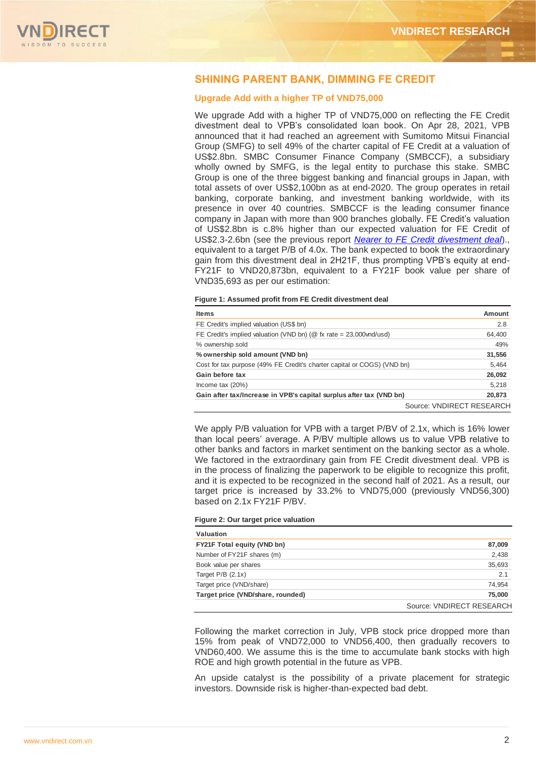## SHINING PARENT BANK, DIMMING FE CREDIT

### Upgrade Add with a higher TP of VND75,000

We upgrade Add with a higher TP of VND75,000 on reflecting the FE Credit divestment deal to VPB's consolidated loan book. On Apr 28, 2021, VPB announced that it had reached an agreement with Sumitomo Mitsui Financial Group (SMFG) to sell 49% of the charter capital of FE Credit at a valuation of US$2.8bn. SMBC Consumer Finance Company (SMBCCF), a subsidiary wholly owned by SMFG, is the legal entity to purchase this stake. SMBC Group is one of the three biggest banking and financial groups in Japan, with total assets of over US$2,100bn as at end-2020. The group operates in retail banking, corporate banking, and investment banking worldwide, with its presence in over 40 countries. SMBCCF is the leading consumer finance company in Japan with more than 900 branches globally. FE Credit's valuation of US$2.8bn is c.8% higher than our expected valuation for FE Credit of US$2.3-2.6bn (see the previous report *Nearer to FE Credit divestment deal*)., equivalent to a target P/B of 4.0x. The bank expected to book the extraordinary gain from this divestment deal in 2H21F, thus prompting VPB's equity at end-FY21F to VND20,873bn, equivalent to a FY21F book value per share of VND35,693 as per our estimation:

**Figure 1: Assumed profit from FE Credit divestment deal**

| Items | Amount |
|---|---|
| FE Credit's implied valuation (US$ bn) | 2.8 |
| FE Credit's implied valuation (VND bn) (@ fx rate = 23,000vnd/usd) | 64,400 |
| % ownership sold | 49% |
| **% ownership sold amount (VND bn)** | **31,556** |
| Cost for tax purpose (49% FE Credit's charter capital or COGS) (VND bn) | 5,464 |
| **Gain before tax** | **26,092** |
| Income tax (20%) | 5,218 |
| **Gain after tax/Increase in VPB's capital surplus after tax (VND bn)** | **20,873** |

Source: VNDIRECT RESEARCH

We apply P/B valuation for VPB with a target P/BV of 2.1x, which is 16% lower than local peers' average. A P/BV multiple allows us to value VPB relative to other banks and factors in market sentiment on the banking sector as a whole. We factored in the extraordinary gain from FE Credit divestment deal. VPB is in the process of finalizing the paperwork to be eligible to recognize this profit, and it is expected to be recognized in the second half of 2021. As a result, our target price is increased by 33.2% to VND75,000 (previously VND56,300) based on 2.1x FY21F P/BV.

**Figure 2: Our target price valuation**

| Valuation | |
|---|---|
| **FY21F Total equity (VND bn)** | **87,009** |
| Number of FY21F shares (m) | 2,438 |
| Book value per shares | 35,693 |
| Target P/B (2.1x) | 2.1 |
| Target price (VND/share) | 74,954 |
| **Target price (VND/share, rounded)** | **75,000** |

Source: VNDIRECT RESEARCH

Following the market correction in July, VPB stock price dropped more than 15% from peak of VND72,000 to VND56,400, then gradually recovers to VND60,400. We assume this is the time to accumulate bank stocks with high ROE and high growth potential in the future as VPB.

An upside catalyst is the possibility of a private placement for strategic investors. Downside risk is higher-than-expected bad debt.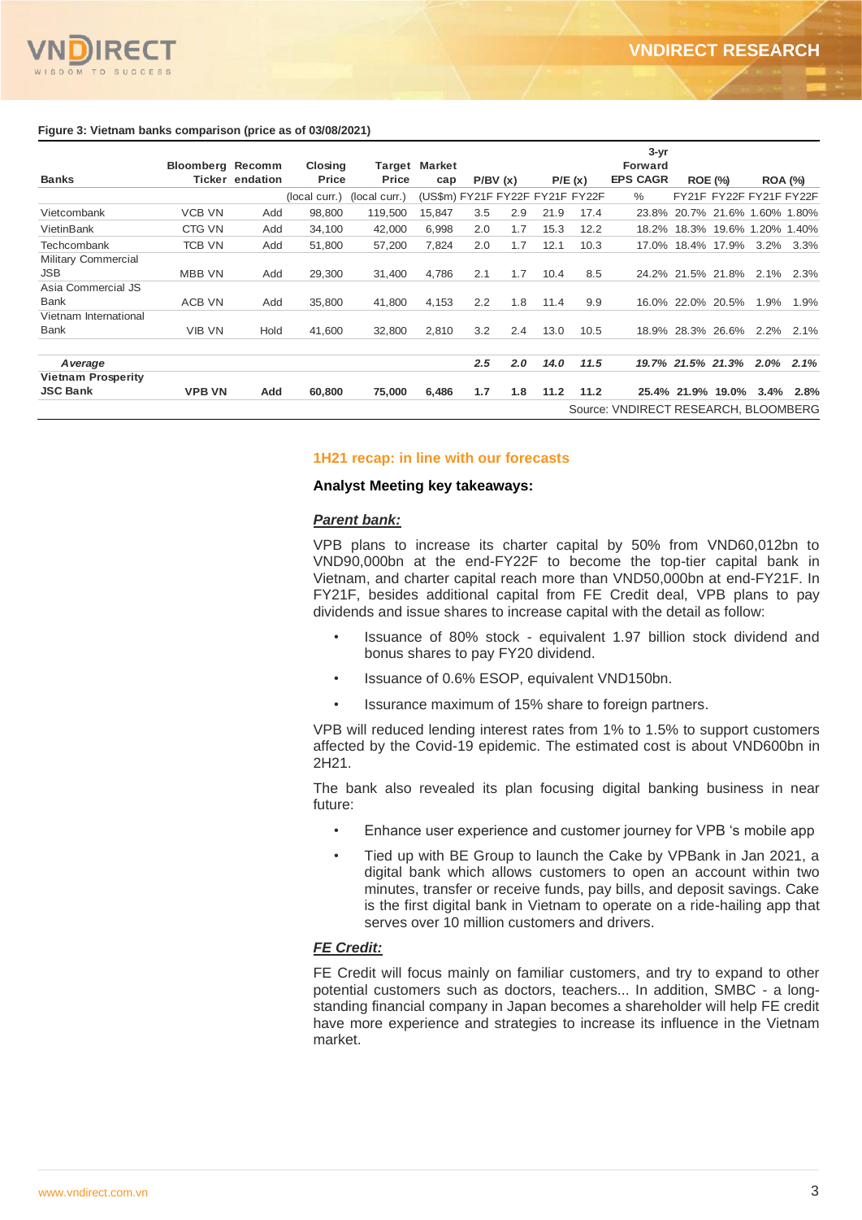**Figure 3: Vietnam banks comparison (price as of 03/08/2021)**

| Banks | Bloomberg Ticker | Recommendation | Closing Price | Target Price | Market cap | P/BV (x) | | P/E (x) | | 3-yr Forward EPS CAGR | ROE (%) | | ROA (%) | |
|---|---|---|---|---|---|---|---|---|---|---|---|---|---|---|
| | | | (local curr.) | (local curr.) | (US$m) | FY21F | FY22F | FY21F | FY22F | % | FY21F | FY22F | FY21F | FY22F |
| Vietcombank | VCB VN | Add | 98,800 | 119,500 | 15,847 | 3.5 | 2.9 | 21.9 | 17.4 | 23.8% | 20.7% | 21.6% | 1.60% | 1.80% |
| VietinBank | CTG VN | Add | 34,100 | 42,000 | 6,998 | 2.0 | 1.7 | 15.3 | 12.2 | 18.2% | 18.3% | 19.6% | 1.20% | 1.40% |
| Techcombank | TCB VN | Add | 51,800 | 57,200 | 7,824 | 2.0 | 1.7 | 12.1 | 10.3 | 17.0% | 18.4% | 17.9% | 3.2% | 3.3% |
| Military Commercial JSB | MBB VN | Add | 29,300 | 31,400 | 4,786 | 2.1 | 1.7 | 10.4 | 8.5 | 24.2% | 21.5% | 21.8% | 2.1% | 2.3% |
| Asia Commercial JS Bank | ACB VN | Add | 35,800 | 41,800 | 4,153 | 2.2 | 1.8 | 11.4 | 9.9 | 16.0% | 22.0% | 20.5% | 1.9% | 1.9% |
| Vietnam International Bank | VIB VN | Hold | 41,600 | 32,800 | 2,810 | 3.2 | 2.4 | 13.0 | 10.5 | 18.9% | 28.3% | 26.6% | 2.2% | 2.1% |
| ***Average*** | | | | | | ***2.5*** | ***2.0*** | ***14.0*** | ***11.5*** | ***19.7%*** | ***21.5%*** | ***21.3%*** | ***2.0%*** | ***2.1%*** |
| **Vietnam Prosperity JSC Bank** | **VPB VN** | **Add** | **60,800** | **75,000** | **6,486** | **1.7** | **1.8** | **11.2** | **11.2** | **25.4%** | **21.9%** | **19.0%** | **3.4%** | **2.8%** |

Source: VNDIRECT RESEARCH, BLOOMBERG

## 1H21 recap: in line with our forecasts

### Analyst Meeting key takeaways:

***Parent bank:***

VPB plans to increase its charter capital by 50% from VND60,012bn to VND90,000bn at the end-FY22F to become the top-tier capital bank in Vietnam, and charter capital reach more than VND50,000bn at end-FY21F. In FY21F, besides additional capital from FE Credit deal, VPB plans to pay dividends and issue shares to increase capital with the detail as follow:

- Issuance of 80% stock - equivalent 1.97 billion stock dividend and bonus shares to pay FY20 dividend.
- Issuance of 0.6% ESOP, equivalent VND150bn.
- Issurance maximum of 15% share to foreign partners.

VPB will reduced lending interest rates from 1% to 1.5% to support customers affected by the Covid-19 epidemic. The estimated cost is about VND600bn in 2H21.

The bank also revealed its plan focusing digital banking business in near future:

- Enhance user experience and customer journey for VPB 's mobile app
- Tied up with BE Group to launch the Cake by VPBank in Jan 2021, a digital bank which allows customers to open an account within two minutes, transfer or receive funds, pay bills, and deposit savings. Cake is the first digital bank in Vietnam to operate on a ride-hailing app that serves over 10 million customers and drivers.

***FE Credit:***

FE Credit will focus mainly on familiar customers, and try to expand to other potential customers such as doctors, teachers... In addition, SMBC - a long-standing financial company in Japan becomes a shareholder will help FE credit have more experience and strategies to increase its influence in the Vietnam market.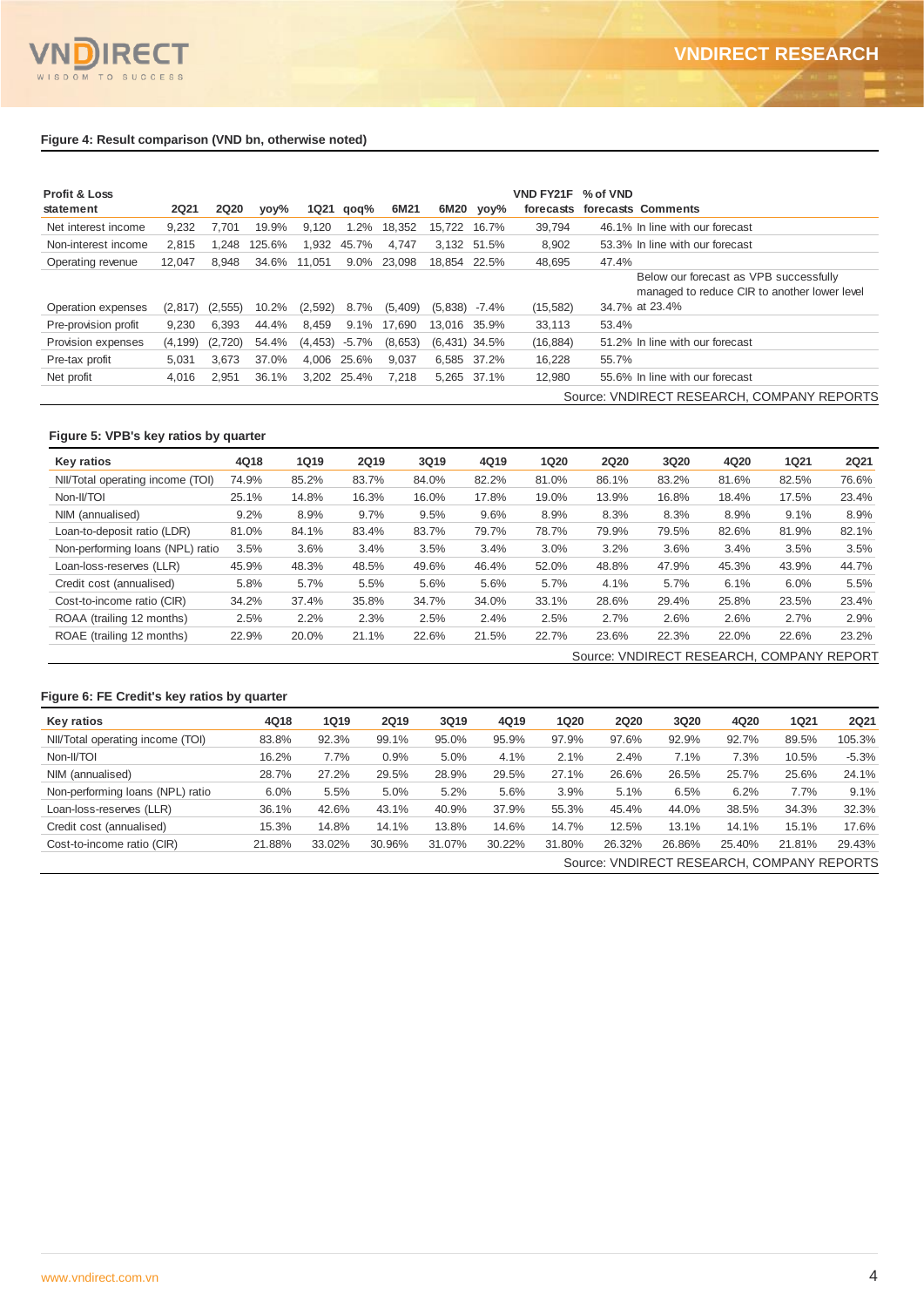**Figure 4: Result comparison (VND bn, otherwise noted)**

| Profit & Loss statement | 2Q21 | 2Q20 | yoy% | 1Q21 | qoq% | 6M21 | 6M20 | yoy% | VND FY21F forecasts | % of VND forecasts | Comments |
|---|---|---|---|---|---|---|---|---|---|---|---|
| Net interest income | 9,232 | 7,701 | 19.9% | 9,120 | 1.2% | 18,352 | 15,722 | 16.7% | 39,794 | 46.1% | In line with our forecast |
| Non-interest income | 2,815 | 1,248 | 125.6% | 1,932 | 45.7% | 4,747 | 3,132 | 51.5% | 8,902 | 53.3% | In line with our forecast |
| Operating revenue | 12,047 | 8,948 | 34.6% | 11,051 | 9.0% | 23,098 | 18,854 | 22.5% | 48,695 | 47.4% | |
| Operation expenses | (2,817) | (2,555) | 10.2% | (2,592) | 8.7% | (5,409) | (5,838) | -7.4% | (15,582) | 34.7% | Below our forecast as VPB successfully managed to reduce CIR to another lower level at 23.4% |
| Pre-provision profit | 9,230 | 6,393 | 44.4% | 8,459 | 9.1% | 17,690 | 13,016 | 35.9% | 33,113 | 53.4% | |
| Provision expenses | (4,199) | (2,720) | 54.4% | (4,453) | -5.7% | (8,653) | (6,431) | 34.5% | (16,884) | 51.2% | In line with our forecast |
| Pre-tax profit | 5,031 | 3,673 | 37.0% | 4,006 | 25.6% | 9,037 | 6,585 | 37.2% | 16,228 | 55.7% | |
| Net profit | 4,016 | 2,951 | 36.1% | 3,202 | 25.4% | 7,218 | 5,265 | 37.1% | 12,980 | 55.6% | In line with our forecast |

Source: VNDIRECT RESEARCH, COMPANY REPORTS

**Figure 5: VPB's key ratios by quarter**

| Key ratios | 4Q18 | 1Q19 | 2Q19 | 3Q19 | 4Q19 | 1Q20 | 2Q20 | 3Q20 | 4Q20 | 1Q21 | 2Q21 |
|---|---|---|---|---|---|---|---|---|---|---|---|
| NII/Total operating income (TOI) | 74.9% | 85.2% | 83.7% | 84.0% | 82.2% | 81.0% | 86.1% | 83.2% | 81.6% | 82.5% | 76.6% |
| Non-II/TOI | 25.1% | 14.8% | 16.3% | 16.0% | 17.8% | 19.0% | 13.9% | 16.8% | 18.4% | 17.5% | 23.4% |
| NIM (annualised) | 9.2% | 8.9% | 9.7% | 9.5% | 9.6% | 8.9% | 8.3% | 8.3% | 8.9% | 9.1% | 8.9% |
| Loan-to-deposit ratio (LDR) | 81.0% | 84.1% | 83.4% | 83.7% | 79.7% | 78.7% | 79.9% | 79.5% | 82.6% | 81.9% | 82.1% |
| Non-performing loans (NPL) ratio | 3.5% | 3.6% | 3.4% | 3.5% | 3.4% | 3.0% | 3.2% | 3.6% | 3.4% | 3.5% | 3.5% |
| Loan-loss-reserves (LLR) | 45.9% | 48.3% | 48.5% | 49.6% | 46.4% | 52.0% | 48.8% | 47.9% | 45.3% | 43.9% | 44.7% |
| Credit cost (annualised) | 5.8% | 5.7% | 5.5% | 5.6% | 5.6% | 5.7% | 4.1% | 5.7% | 6.1% | 6.0% | 5.5% |
| Cost-to-income ratio (CIR) | 34.2% | 37.4% | 35.8% | 34.7% | 34.0% | 33.1% | 28.6% | 29.4% | 25.8% | 23.5% | 23.4% |
| ROAA (trailing 12 months) | 2.5% | 2.2% | 2.3% | 2.5% | 2.4% | 2.5% | 2.7% | 2.6% | 2.6% | 2.7% | 2.9% |
| ROAE (trailing 12 months) | 22.9% | 20.0% | 21.1% | 22.6% | 21.5% | 22.7% | 23.6% | 22.3% | 22.0% | 22.6% | 23.2% |

Source: VNDIRECT RESEARCH, COMPANY REPORT

**Figure 6: FE Credit's key ratios by quarter**

| Key ratios | 4Q18 | 1Q19 | 2Q19 | 3Q19 | 4Q19 | 1Q20 | 2Q20 | 3Q20 | 4Q20 | 1Q21 | 2Q21 |
|---|---|---|---|---|---|---|---|---|---|---|---|
| NII/Total operating income (TOI) | 83.8% | 92.3% | 99.1% | 95.0% | 95.9% | 97.9% | 97.6% | 92.9% | 92.7% | 89.5% | 105.3% |
| Non-II/TOI | 16.2% | 7.7% | 0.9% | 5.0% | 4.1% | 2.1% | 2.4% | 7.1% | 7.3% | 10.5% | -5.3% |
| NIM (annualised) | 28.7% | 27.2% | 29.5% | 28.9% | 29.5% | 27.1% | 26.6% | 26.5% | 25.7% | 25.6% | 24.1% |
| Non-performing loans (NPL) ratio | 6.0% | 5.5% | 5.0% | 5.2% | 5.6% | 3.9% | 5.1% | 6.5% | 6.2% | 7.7% | 9.1% |
| Loan-loss-reserves (LLR) | 36.1% | 42.6% | 43.1% | 40.9% | 37.9% | 55.3% | 45.4% | 44.0% | 38.5% | 34.3% | 32.3% |
| Credit cost (annualised) | 15.3% | 14.8% | 14.1% | 13.8% | 14.6% | 14.7% | 12.5% | 13.1% | 14.1% | 15.1% | 17.6% |
| Cost-to-income ratio (CIR) | 21.88% | 33.02% | 30.96% | 31.07% | 30.22% | 31.80% | 26.32% | 26.86% | 25.40% | 21.81% | 29.43% |

Source: VNDIRECT RESEARCH, COMPANY REPORTS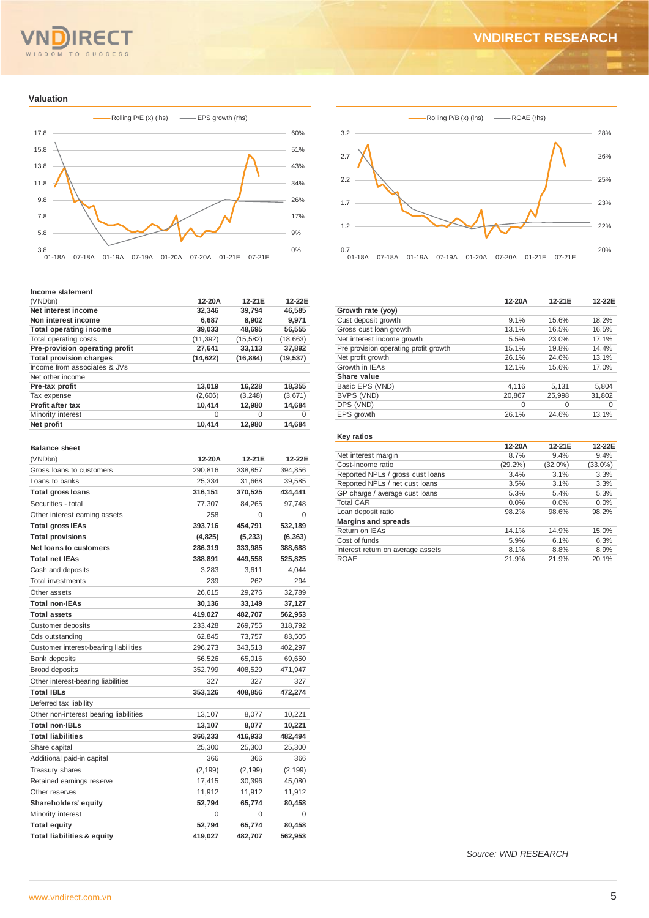## Valuation

Rolling P/E (x) (lhs) — EPS growth (rhs)

Rolling P/B (x) (lhs) — ROAE (rhs)

### Income statement

| (VNDbn) | 12-20A | 12-21E | 12-22E |
|---|---|---|---|
| **Net interest income** | **32,346** | **39,794** | **46,585** |
| **Non interest income** | **6,687** | **8,902** | **9,971** |
| **Total operating income** | **39,033** | **48,695** | **56,555** |
| Total operating costs | (11,392) | (15,582) | (18,663) |
| **Pre-provision operating profit** | **27,641** | **33,113** | **37,892** |
| **Total provision charges** | **(14,622)** | **(16,884)** | **(19,537)** |
| Income from associates & JVs | | | |
| Net other income | | | |
| **Pre-tax profit** | **13,019** | **16,228** | **18,355** |
| Tax expense | (2,606) | (3,248) | (3,671) |
| **Profit after tax** | **10,414** | **12,980** | **14,684** |
| Minority interest | 0 | 0 | 0 |
| **Net profit** | **10,414** | **12,980** | **14,684** |

### Balance sheet

| (VNDbn) | 12-20A | 12-21E | 12-22E |
|---|---|---|---|
| Gross loans to customers | 290,816 | 338,857 | 394,856 |
| Loans to banks | 25,334 | 31,668 | 39,585 |
| **Total gross loans** | **316,151** | **370,525** | **434,441** |
| Securities - total | 77,307 | 84,265 | 97,748 |
| Other interest earning assets | 258 | 0 | 0 |
| **Total gross IEAs** | **393,716** | **454,791** | **532,189** |
| **Total provisions** | **(4,825)** | **(5,233)** | **(6,363)** |
| **Net loans to customers** | **286,319** | **333,985** | **388,688** |
| **Total net IEAs** | **388,891** | **449,558** | **525,825** |
| Cash and deposits | 3,283 | 3,611 | 4,044 |
| Total investments | 239 | 262 | 294 |
| Other assets | 26,615 | 29,276 | 32,789 |
| **Total non-IEAs** | **30,136** | **33,149** | **37,127** |
| **Total assets** | **419,027** | **482,707** | **562,953** |
| Customer deposits | 233,428 | 269,755 | 318,792 |
| Cds outstanding | 62,845 | 73,757 | 83,505 |
| Customer interest-bearing liabilities | 296,273 | 343,513 | 402,297 |
| Bank deposits | 56,526 | 65,016 | 69,650 |
| Broad deposits | 352,799 | 408,529 | 471,947 |
| Other interest-bearing liabilities | 327 | 327 | 327 |
| **Total IBLs** | **353,126** | **408,856** | **472,274** |
| Deferred tax liability | | | |
| Other non-interest bearing liabilities | 13,107 | 8,077 | 10,221 |
| **Total non-IBLs** | **13,107** | **8,077** | **10,221** |
| **Total liabilities** | **366,233** | **416,933** | **482,494** |
| Share capital | 25,300 | 25,300 | 25,300 |
| Additional paid-in capital | 366 | 366 | 366 |
| Treasury shares | (2,199) | (2,199) | (2,199) |
| Retained earnings reserve | 17,415 | 30,396 | 45,080 |
| Other reserves | 11,912 | 11,912 | 11,912 |
| **Shareholders' equity** | **52,794** | **65,774** | **80,458** |
| Minority interest | 0 | 0 | 0 |
| **Total equity** | **52,794** | **65,774** | **80,458** |
| **Total liabilities & equity** | **419,027** | **482,707** | **562,953** |

| | 12-20A | 12-21E | 12-22E |
|---|---|---|---|
| **Growth rate (yoy)** | | | |
| Cust deposit growth | 9.1% | 15.6% | 18.2% |
| Gross cust loan growth | 13.1% | 16.5% | 16.5% |
| Net interest income growth | 5.5% | 23.0% | 17.1% |
| Pre provision operating profit growth | 15.1% | 19.8% | 14.4% |
| Net profit growth | 26.1% | 24.6% | 13.1% |
| Growth in IEAs | 12.1% | 15.6% | 17.0% |
| **Share value** | | | |
| Basic EPS (VND) | 4,116 | 5,131 | 5,804 |
| BVPS (VND) | 20,867 | 25,998 | 31,802 |
| DPS (VND) | 0 | 0 | 0 |
| EPS growth | 26.1% | 24.6% | 13.1% |

### Key ratios

| | 12-20A | 12-21E | 12-22E |
|---|---|---|---|
| Net interest margin | 8.7% | 9.4% | 9.4% |
| Cost-income ratio | (29.2%) | (32.0%) | (33.0%) |
| Reported NPLs / gross cust loans | 3.4% | 3.1% | 3.3% |
| Reported NPLs / net cust loans | 3.5% | 3.1% | 3.3% |
| GP charge / average cust loans | 5.3% | 5.4% | 5.3% |
| Total CAR | 0.0% | 0.0% | 0.0% |
| Loan deposit ratio | 98.2% | 98.6% | 98.2% |
| **Margins and spreads** | | | |
| Return on IEAs | 14.1% | 14.9% | 15.0% |
| Cost of funds | 5.9% | 6.1% | 6.3% |
| Interest return on average assets | 8.1% | 8.8% | 8.9% |
| ROAE | 21.9% | 21.9% | 20.1% |

*Source: VND RESEARCH*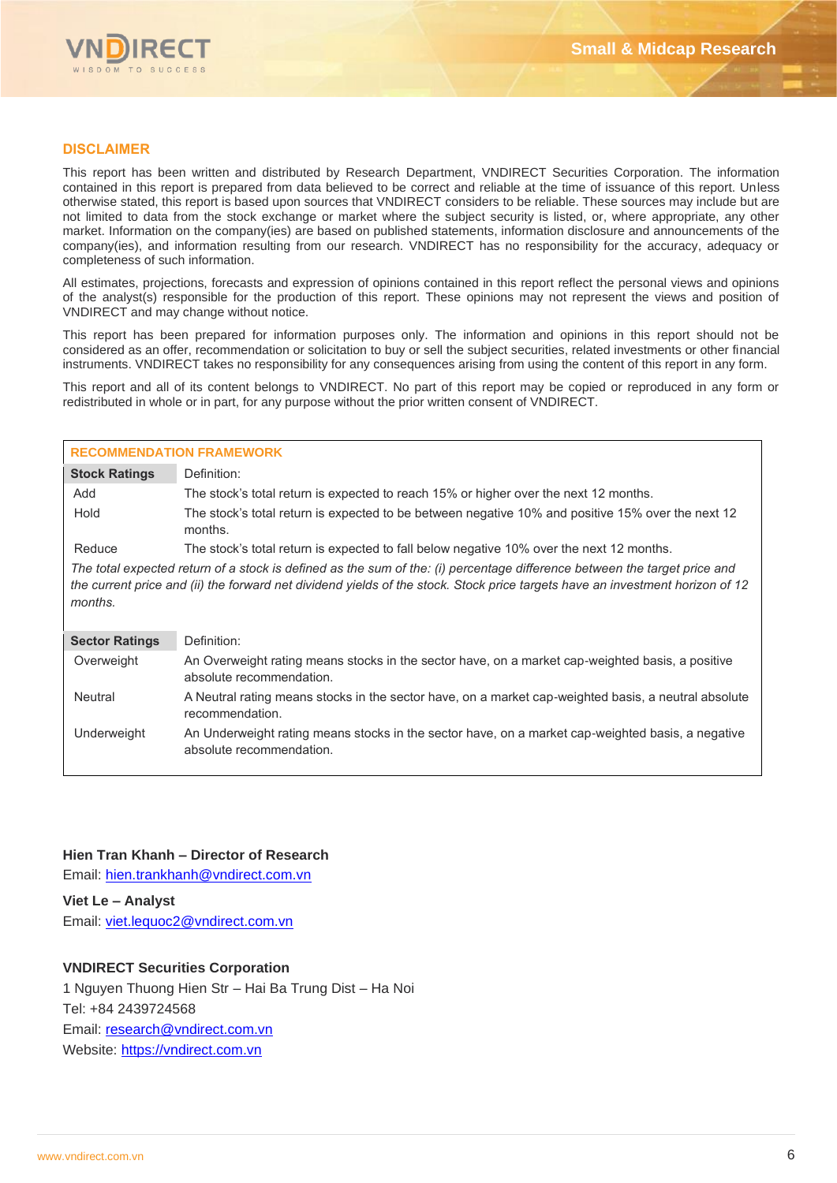## DISCLAIMER

This report has been written and distributed by Research Department, VNDIRECT Securities Corporation. The information contained in this report is prepared from data believed to be correct and reliable at the time of issuance of this report. Unless otherwise stated, this report is based upon sources that VNDIRECT considers to be reliable. These sources may include but are not limited to data from the stock exchange or market where the subject security is listed, or, where appropriate, any other market. Information on the company(ies) are based on published statements, information disclosure and announcements of the company(ies), and information resulting from our research. VNDIRECT has no responsibility for the accuracy, adequacy or completeness of such information.

All estimates, projections, forecasts and expression of opinions contained in this report reflect the personal views and opinions of the analyst(s) responsible for the production of this report. These opinions may not represent the views and position of VNDIRECT and may change without notice.

This report has been prepared for information purposes only. The information and opinions in this report should not be considered as an offer, recommendation or solicitation to buy or sell the subject securities, related investments or other financial instruments. VNDIRECT takes no responsibility for any consequences arising from using the content of this report in any form.

This report and all of its content belongs to VNDIRECT. No part of this report may be copied or reproduced in any form or redistributed in whole or in part, for any purpose without the prior written consent of VNDIRECT.

### RECOMMENDATION FRAMEWORK

| **Stock Ratings** | Definition: |
|---|---|
| Add | The stock's total return is expected to reach 15% or higher over the next 12 months. |
| Hold | The stock's total return is expected to be between negative 10% and positive 15% over the next 12 months. |
| Reduce | The stock's total return is expected to fall below negative 10% over the next 12 months. |

*The total expected return of a stock is defined as the sum of the: (i) percentage difference between the target price and the current price and (ii) the forward net dividend yields of the stock. Stock price targets have an investment horizon of 12 months.*

| **Sector Ratings** | Definition: |
|---|---|
| Overweight | An Overweight rating means stocks in the sector have, on a market cap-weighted basis, a positive absolute recommendation. |
| Neutral | A Neutral rating means stocks in the sector have, on a market cap-weighted basis, a neutral absolute recommendation. |
| Underweight | An Underweight rating means stocks in the sector have, on a market cap-weighted basis, a negative absolute recommendation. |

**Hien Tran Khanh – Director of Research**
Email: hien.trankhanh@vndirect.com.vn

**Viet Le – Analyst**
Email: viet.lequoc2@vndirect.com.vn

**VNDIRECT Securities Corporation**
1 Nguyen Thuong Hien Str – Hai Ba Trung Dist – Ha Noi
Tel: +84 2439724568
Email: research@vndirect.com.vn
Website: https://vndirect.com.vn